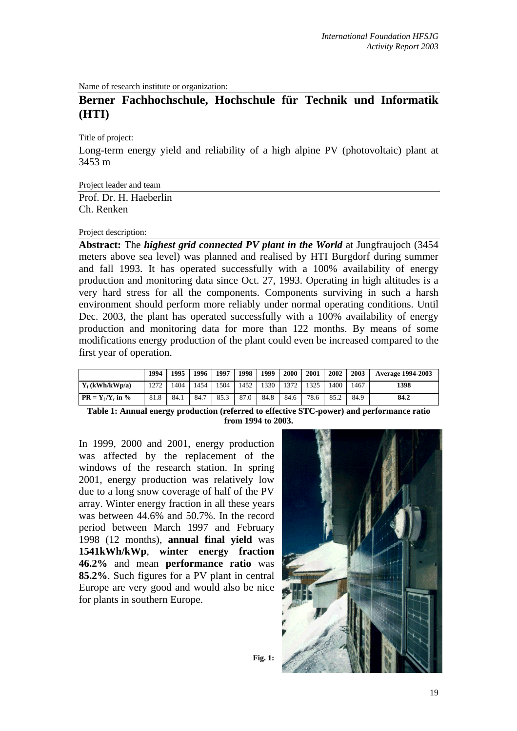Name of research institute or organization:

# Berner Fachhochschule, Hochschule für Technik und Informatik (HTI)

Title of project:

Long-term energy yield and reliability of a high alpine PV (photovoltaic) plant at 3453 m

Project leader and team

Prof. Dr. H. Haeberlin
Ch. Renken

Project description:

**Abstract:** The ***highest grid connected PV plant in the World*** at Jungfraujoch (3454 meters above sea level) was planned and realised by HTI Burgdorf during summer and fall 1993. It has operated successfully with a 100% availability of energy production and monitoring data since Oct. 27, 1993. Operating in high altitudes is a very hard stress for all the components. Components surviving in such a harsh environment should perform more reliably under normal operating conditions. Until Dec. 2003, the plant has operated successfully with a 100% availability of energy production and monitoring data for more than 122 months. By means of some modifications energy production of the plant could even be increased compared to the first year of operation.

| | 1994 | 1995 | 1996 | 1997 | 1998 | 1999 | 2000 | 2001 | 2002 | 2003 | Average 1994-2003 |
|---|---|---|---|---|---|---|---|---|---|---|---|
| $Y_f$ (kWh/kWp/a) | 1272 | 1404 | 1454 | 1504 | 1452 | 1330 | 1372 | 1325 | 1400 | 1467 | **1398** |
| $PR = Y_f/Y_r$ in % | 81.8 | 84.1 | 84.7 | 85.3 | 87.0 | 84.8 | 84.6 | 78.6 | 85.2 | 84.9 | **84.2** |

**Table 1: Annual energy production (referred to effective STC-power) and performance ratio from 1994 to 2003.**

In 1999, 2000 and 2001, energy production was affected by the replacement of the windows of the research station. In spring 2001, energy production was relatively low due to a long snow coverage of half of the PV array. Winter energy fraction in all these years was between 44.6% and 50.7%. In the record period between March 1997 and February 1998 (12 months), **annual final yield** was **1541kWh/kWp**, **winter energy fraction 46.2%** and mean **performance ratio** was **85.2%**. Such figures for a PV plant in central Europe are very good and would also be nice for plants in southern Europe.

**Fig. 1:**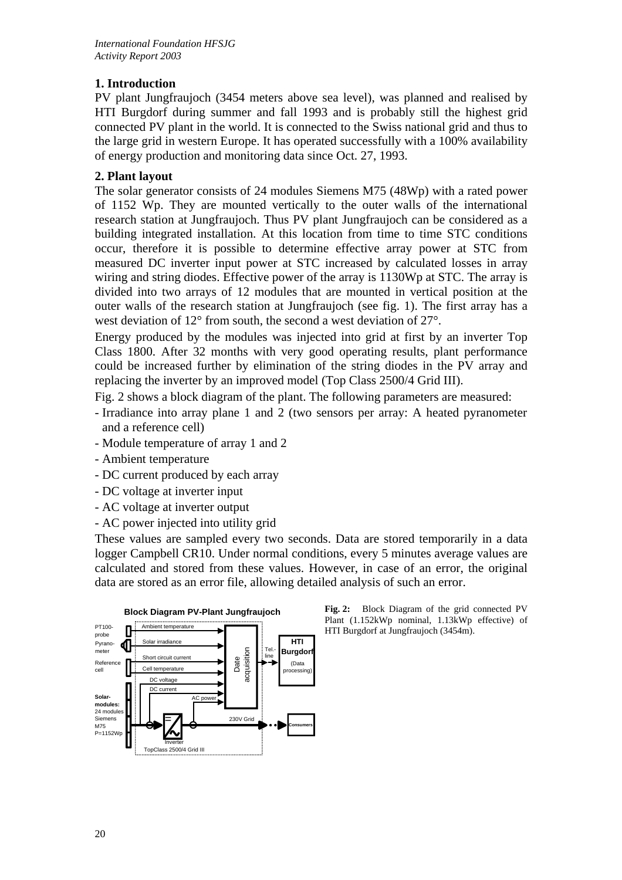## 1. Introduction

PV plant Jungfraujoch (3454 meters above sea level), was planned and realised by HTI Burgdorf during summer and fall 1993 and is probably still the highest grid connected PV plant in the world. It is connected to the Swiss national grid and thus to the large grid in western Europe. It has operated successfully with a 100% availability of energy production and monitoring data since Oct. 27, 1993.

## 2. Plant layout

The solar generator consists of 24 modules Siemens M75 (48Wp) with a rated power of 1152 Wp. They are mounted vertically to the outer walls of the international research station at Jungfraujoch. Thus PV plant Jungfraujoch can be considered as a building integrated installation. At this location from time to time STC conditions occur, therefore it is possible to determine effective array power at STC from measured DC inverter input power at STC increased by calculated losses in array wiring and string diodes. Effective power of the array is 1130Wp at STC. The array is divided into two arrays of 12 modules that are mounted in vertical position at the outer walls of the research station at Jungfraujoch (see fig. 1). The first array has a west deviation of 12° from south, the second a west deviation of 27°.

Energy produced by the modules was injected into grid at first by an inverter Top Class 1800. After 32 months with very good operating results, plant performance could be increased further by elimination of the string diodes in the PV array and replacing the inverter by an improved model (Top Class 2500/4 Grid III).

Fig. 2 shows a block diagram of the plant. The following parameters are measured:

- Irradiance into array plane 1 and 2 (two sensors per array: A heated pyranometer and a reference cell)
- Module temperature of array 1 and 2
- Ambient temperature
- DC current produced by each array
- DC voltage at inverter input
- AC voltage at inverter output
- AC power injected into utility grid

These values are sampled every two seconds. Data are stored temporarily in a data logger Campbell CR10. Under normal conditions, every 5 minutes average values are calculated and stored from these values. However, in case of an error, the original data are stored as an error file, allowing detailed analysis of such an error.

**Fig. 2:** Block Diagram of the grid connected PV Plant (1.152kWp nominal, 1.13kWp effective) of HTI Burgdorf at Jungfraujoch (3454m).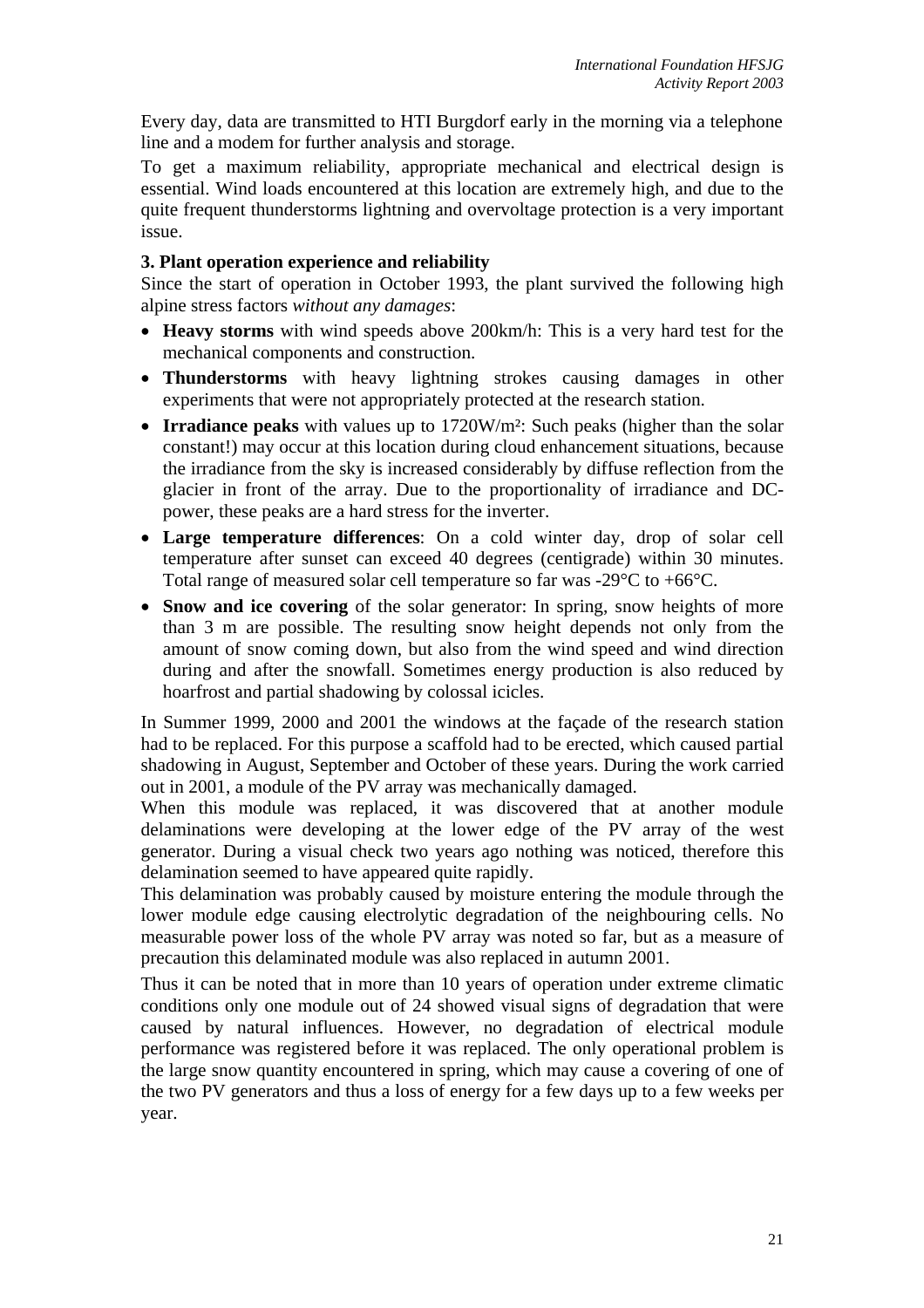Every day, data are transmitted to HTI Burgdorf early in the morning via a telephone line and a modem for further analysis and storage.

To get a maximum reliability, appropriate mechanical and electrical design is essential. Wind loads encountered at this location are extremely high, and due to the quite frequent thunderstorms lightning and overvoltage protection is a very important issue.

**3. Plant operation experience and reliability**

Since the start of operation in October 1993, the plant survived the following high alpine stress factors *without any damages*:

- **Heavy storms** with wind speeds above 200km/h: This is a very hard test for the mechanical components and construction.
- **Thunderstorms** with heavy lightning strokes causing damages in other experiments that were not appropriately protected at the research station.
- **Irradiance peaks** with values up to 1720W/m²: Such peaks (higher than the solar constant!) may occur at this location during cloud enhancement situations, because the irradiance from the sky is increased considerably by diffuse reflection from the glacier in front of the array. Due to the proportionality of irradiance and DC-power, these peaks are a hard stress for the inverter.
- **Large temperature differences**: On a cold winter day, drop of solar cell temperature after sunset can exceed 40 degrees (centigrade) within 30 minutes. Total range of measured solar cell temperature so far was -29°C to +66°C.
- **Snow and ice covering** of the solar generator: In spring, snow heights of more than 3 m are possible. The resulting snow height depends not only from the amount of snow coming down, but also from the wind speed and wind direction during and after the snowfall. Sometimes energy production is also reduced by hoarfrost and partial shadowing by colossal icicles.

In Summer 1999, 2000 and 2001 the windows at the façade of the research station had to be replaced. For this purpose a scaffold had to be erected, which caused partial shadowing in August, September and October of these years. During the work carried out in 2001, a module of the PV array was mechanically damaged.

When this module was replaced, it was discovered that at another module delaminations were developing at the lower edge of the PV array of the west generator. During a visual check two years ago nothing was noticed, therefore this delamination seemed to have appeared quite rapidly.

This delamination was probably caused by moisture entering the module through the lower module edge causing electrolytic degradation of the neighbouring cells. No measurable power loss of the whole PV array was noted so far, but as a measure of precaution this delaminated module was also replaced in autumn 2001.

Thus it can be noted that in more than 10 years of operation under extreme climatic conditions only one module out of 24 showed visual signs of degradation that were caused by natural influences. However, no degradation of electrical module performance was registered before it was replaced. The only operational problem is the large snow quantity encountered in spring, which may cause a covering of one of the two PV generators and thus a loss of energy for a few days up to a few weeks per year.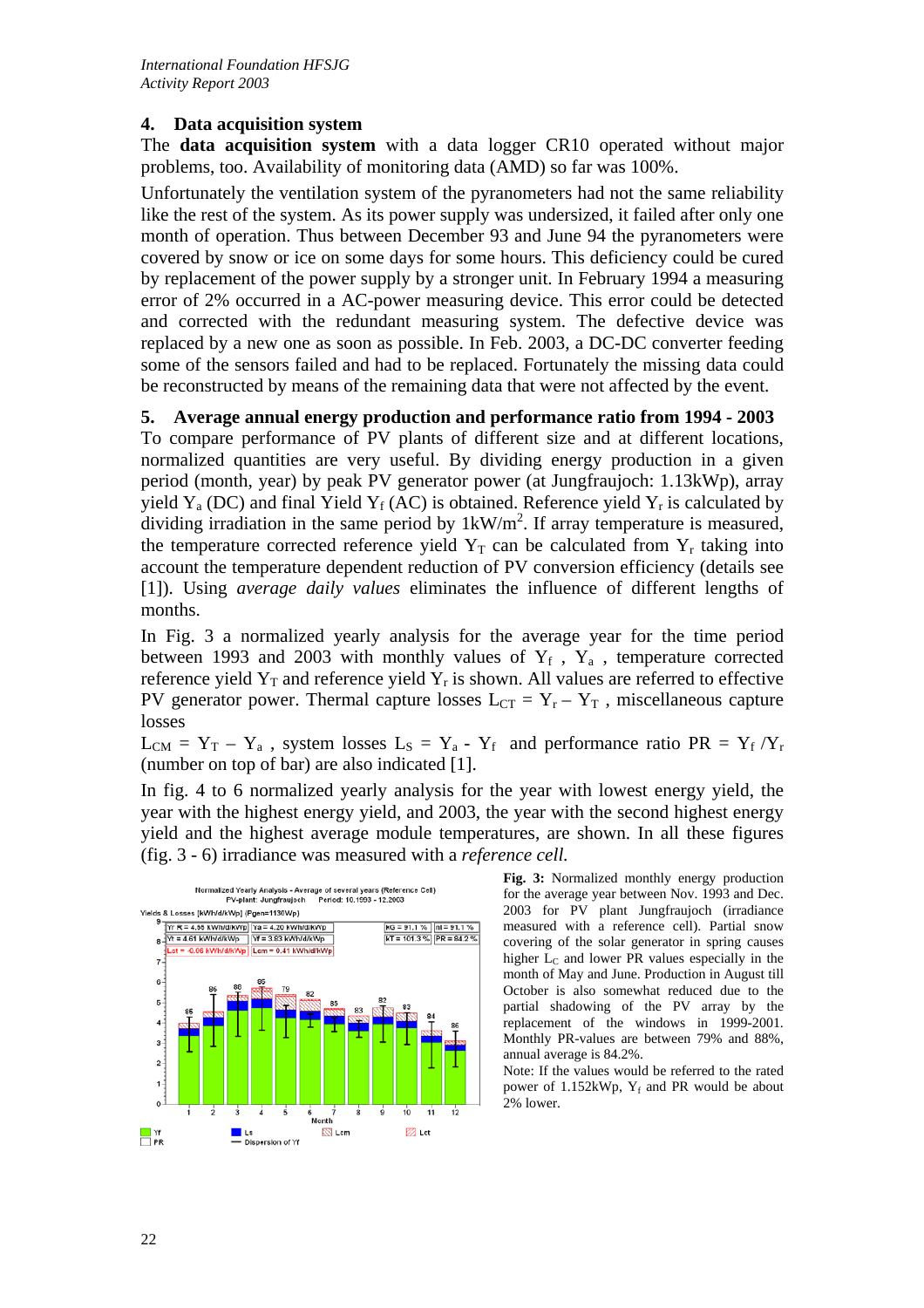## 4. Data acquisition system

The **data acquisition system** with a data logger CR10 operated without major problems, too. Availability of monitoring data (AMD) so far was 100%.

Unfortunately the ventilation system of the pyranometers had not the same reliability like the rest of the system. As its power supply was undersized, it failed after only one month of operation. Thus between December 93 and June 94 the pyranometers were covered by snow or ice on some days for some hours. This deficiency could be cured by replacement of the power supply by a stronger unit. In February 1994 a measuring error of 2% occurred in a AC-power measuring device. This error could be detected and corrected with the redundant measuring system. The defective device was replaced by a new one as soon as possible. In Feb. 2003, a DC-DC converter feeding some of the sensors failed and had to be replaced. Fortunately the missing data could be reconstructed by means of the remaining data that were not affected by the event.

## 5. Average annual energy production and performance ratio from 1994 - 2003

To compare performance of PV plants of different size and at different locations, normalized quantities are very useful. By dividing energy production in a given period (month, year) by peak PV generator power (at Jungfraujoch: 1.13kWp), array yield $Y_a$ (DC) and final Yield $Y_f$ (AC) is obtained. Reference yield $Y_r$ is calculated by dividing irradiation in the same period by $1kW/m^2$. If array temperature is measured, the temperature corrected reference yield $Y_T$ can be calculated from $Y_r$ taking into account the temperature dependent reduction of PV conversion efficiency (details see [1]). Using *average daily values* eliminates the influence of different lengths of months.

In Fig. 3 a normalized yearly analysis for the average year for the time period between 1993 and 2003 with monthly values of $Y_f$ , $Y_a$ , temperature corrected reference yield $Y_T$ and reference yield $Y_r$ is shown. All values are referred to effective PV generator power. Thermal capture losses $L_{CT} = Y_r - Y_T$ , miscellaneous capture losses

$L_{CM} = Y_T - Y_a$ , system losses $L_S = Y_a - Y_f$ and performance ratio $PR = Y_f / Y_r$ (number on top of bar) are also indicated [1].

In fig. 4 to 6 normalized yearly analysis for the year with lowest energy yield, the year with the highest energy yield, and 2003, the year with the second highest energy yield and the highest average module temperatures, are shown. In all these figures (fig. 3 - 6) irradiance was measured with a *reference cell.*

**Fig. 3:** Normalized monthly energy production for the average year between Nov. 1993 and Dec. 2003 for PV plant Jungfraujoch (irradiance measured with a reference cell). Partial snow covering of the solar generator in spring causes higher $L_C$ and lower PR values especially in the month of May and June. Production in August till October is also somewhat reduced due to the partial shadowing of the PV array by the replacement of the windows in 1999-2001. Monthly PR-values are between 79% and 88%, annual average is 84.2%.

Note: If the values would be referred to the rated power of 1.152kWp, $Y_f$ and PR would be about 2% lower.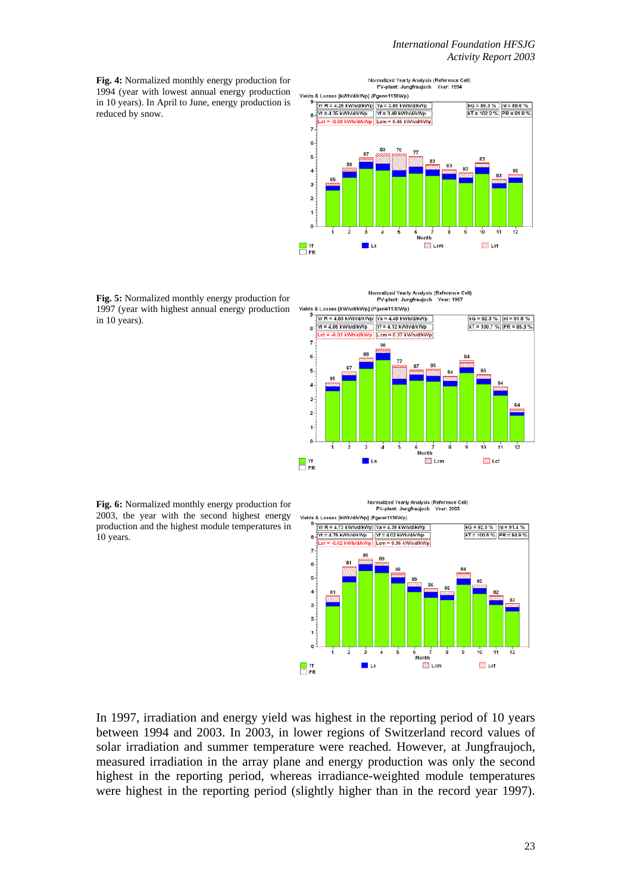**Fig. 4:** Normalized monthly energy production for 1994 (year with lowest annual energy production in 10 years). In April to June, energy production is reduced by snow.

**Fig. 5:** Normalized monthly energy production for 1997 (year with highest annual energy production in 10 years).

**Fig. 6:** Normalized monthly energy production for 2003, the year with the second highest energy production and the highest module temperatures in 10 years.

In 1997, irradiation and energy yield was highest in the reporting period of 10 years between 1994 and 2003. In 2003, in lower regions of Switzerland record values of solar irradiation and summer temperature were reached. However, at Jungfraujoch, measured irradiation in the array plane and energy production was only the second highest in the reporting period, whereas irradiance-weighted module temperatures were highest in the reporting period (slightly higher than in the record year 1997).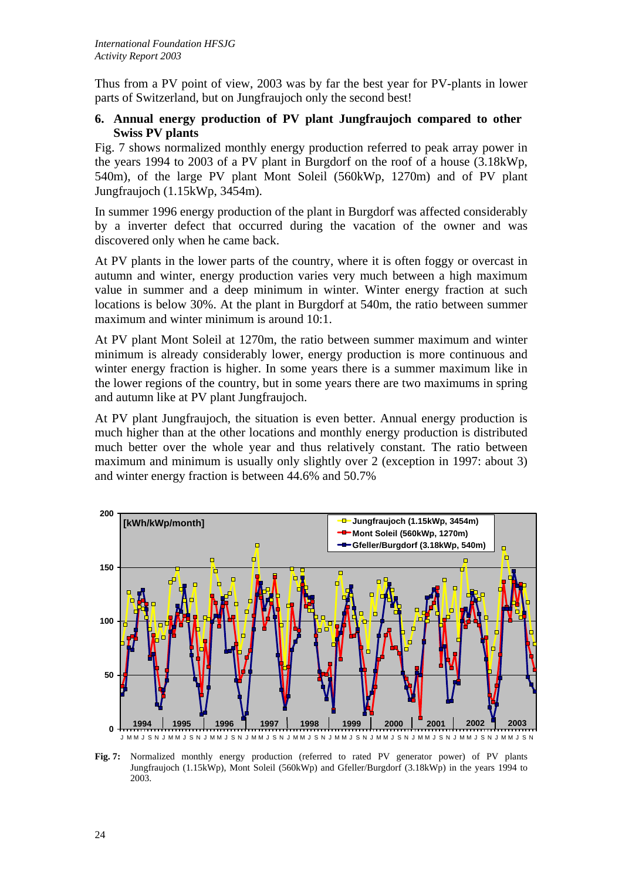Thus from a PV point of view, 2003 was by far the best year for PV-plants in lower parts of Switzerland, but on Jungfraujoch only the second best!

## 6. Annual energy production of PV plant Jungfraujoch compared to other Swiss PV plants

Fig. 7 shows normalized monthly energy production referred to peak array power in the years 1994 to 2003 of a PV plant in Burgdorf on the roof of a house (3.18kWp, 540m), of the large PV plant Mont Soleil (560kWp, 1270m) and of PV plant Jungfraujoch (1.15kWp, 3454m).

In summer 1996 energy production of the plant in Burgdorf was affected considerably by a inverter defect that occurred during the vacation of the owner and was discovered only when he came back.

At PV plants in the lower parts of the country, where it is often foggy or overcast in autumn and winter, energy production varies very much between a high maximum value in summer and a deep minimum in winter. Winter energy fraction at such locations is below 30%. At the plant in Burgdorf at 540m, the ratio between summer maximum and winter minimum is around 10:1.

At PV plant Mont Soleil at 1270m, the ratio between summer maximum and winter minimum is already considerably lower, energy production is more continuous and winter energy fraction is higher. In some years there is a summer maximum like in the lower regions of the country, but in some years there are two maximums in spring and autumn like at PV plant Jungfraujoch.

At PV plant Jungfraujoch, the situation is even better. Annual energy production is much higher than at the other locations and monthly energy production is distributed much better over the whole year and thus relatively constant. The ratio between maximum and minimum is usually only slightly over 2 (exception in 1997: about 3) and winter energy fraction is between 44.6% and 50.7%

**Fig. 7:** Normalized monthly energy production (referred to rated PV generator power) of PV plants Jungfraujoch (1.15kWp), Mont Soleil (560kWp) and Gfeller/Burgdorf (3.18kWp) in the years 1994 to 2003.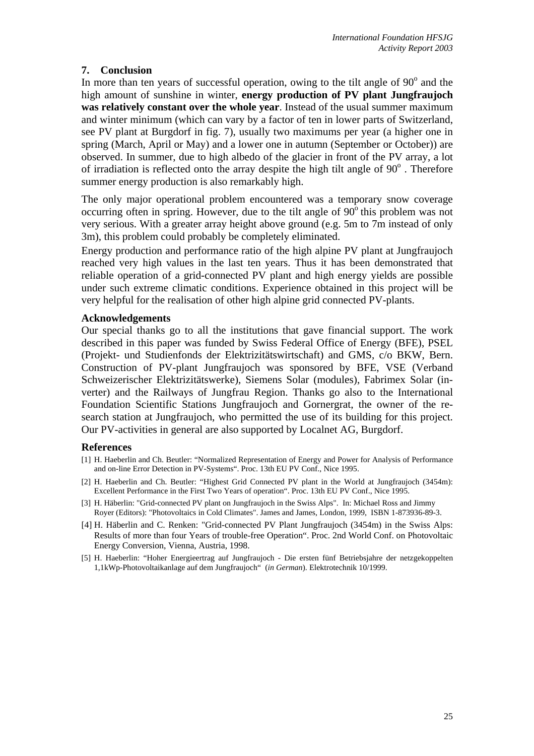## 7. Conclusion

In more than ten years of successful operation, owing to the tilt angle of 90° and the high amount of sunshine in winter, **energy production of PV plant Jungfraujoch was relatively constant over the whole year**. Instead of the usual summer maximum and winter minimum (which can vary by a factor of ten in lower parts of Switzerland, see PV plant at Burgdorf in fig. 7), usually two maximums per year (a higher one in spring (March, April or May) and a lower one in autumn (September or October)) are observed. In summer, due to high albedo of the glacier in front of the PV array, a lot of irradiation is reflected onto the array despite the high tilt angle of 90° . Therefore summer energy production is also remarkably high.

The only major operational problem encountered was a temporary snow coverage occurring often in spring. However, due to the tilt angle of 90° this problem was not very serious. With a greater array height above ground (e.g. 5m to 7m instead of only 3m), this problem could probably be completely eliminated.

Energy production and performance ratio of the high alpine PV plant at Jungfraujoch reached very high values in the last ten years. Thus it has been demonstrated that reliable operation of a grid-connected PV plant and high energy yields are possible under such extreme climatic conditions. Experience obtained in this project will be very helpful for the realisation of other high alpine grid connected PV-plants.

### Acknowledgements

Our special thanks go to all the institutions that gave financial support. The work described in this paper was funded by Swiss Federal Office of Energy (BFE), PSEL (Projekt- und Studienfonds der Elektrizitätswirtschaft) and GMS, c/o BKW, Bern. Construction of PV-plant Jungfraujoch was sponsored by BFE, VSE (Verband Schweizerischer Elektrizitätswerke), Siemens Solar (modules), Fabrimex Solar (inverter) and the Railways of Jungfrau Region. Thanks go also to the International Foundation Scientific Stations Jungfraujoch and Gornergrat, the owner of the research station at Jungfraujoch, who permitted the use of its building for this project. Our PV-activities in general are also supported by Localnet AG, Burgdorf.

### References

[1] H. Haeberlin and Ch. Beutler: "Normalized Representation of Energy and Power for Analysis of Performance and on-line Error Detection in PV-Systems". Proc. 13th EU PV Conf., Nice 1995.

[2] H. Haeberlin and Ch. Beutler: "Highest Grid Connected PV plant in the World at Jungfraujoch (3454m): Excellent Performance in the First Two Years of operation". Proc. 13th EU PV Conf., Nice 1995.

[3] H. Häberlin: "Grid-connected PV plant on Jungfraujoch in the Swiss Alps". In: Michael Ross and Jimmy Royer (Editors): "Photovoltaics in Cold Climates". James and James, London, 1999, ISBN 1-873936-89-3.

[4] H. Häberlin and C. Renken: "Grid-connected PV Plant Jungfraujoch (3454m) in the Swiss Alps: Results of more than four Years of trouble-free Operation". Proc. 2nd World Conf. on Photovoltaic Energy Conversion, Vienna, Austria, 1998.

[5] H. Haeberlin: "Hoher Energieertrag auf Jungfraujoch - Die ersten fünf Betriebsjahre der netzgekoppelten 1,1kWp-Photovoltaikanlage auf dem Jungfraujoch" (*in German*). Elektrotechnik 10/1999.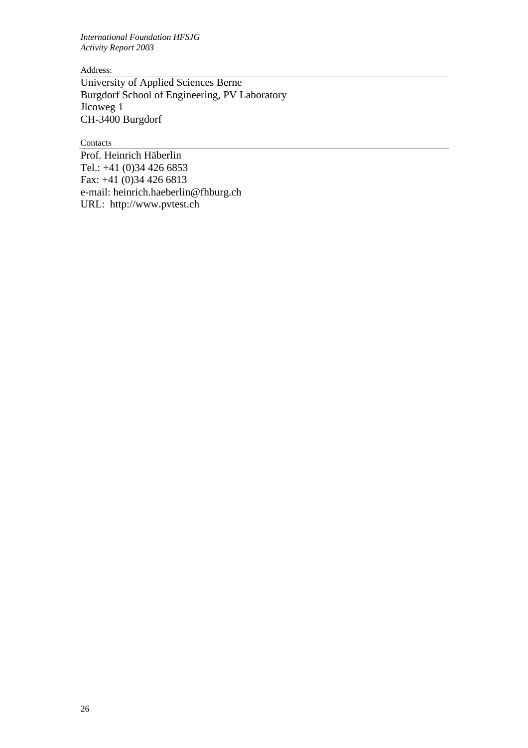Address:

University of Applied Sciences Berne
Burgdorf School of Engineering, PV Laboratory
Jlcoweg 1
CH-3400 Burgdorf

Contacts

Prof. Heinrich Häberlin
Tel.: +41 (0)34 426 6853
Fax: +41 (0)34 426 6813
e-mail: heinrich.haeberlin@fhburg.ch
URL: http://www.pvtest.ch